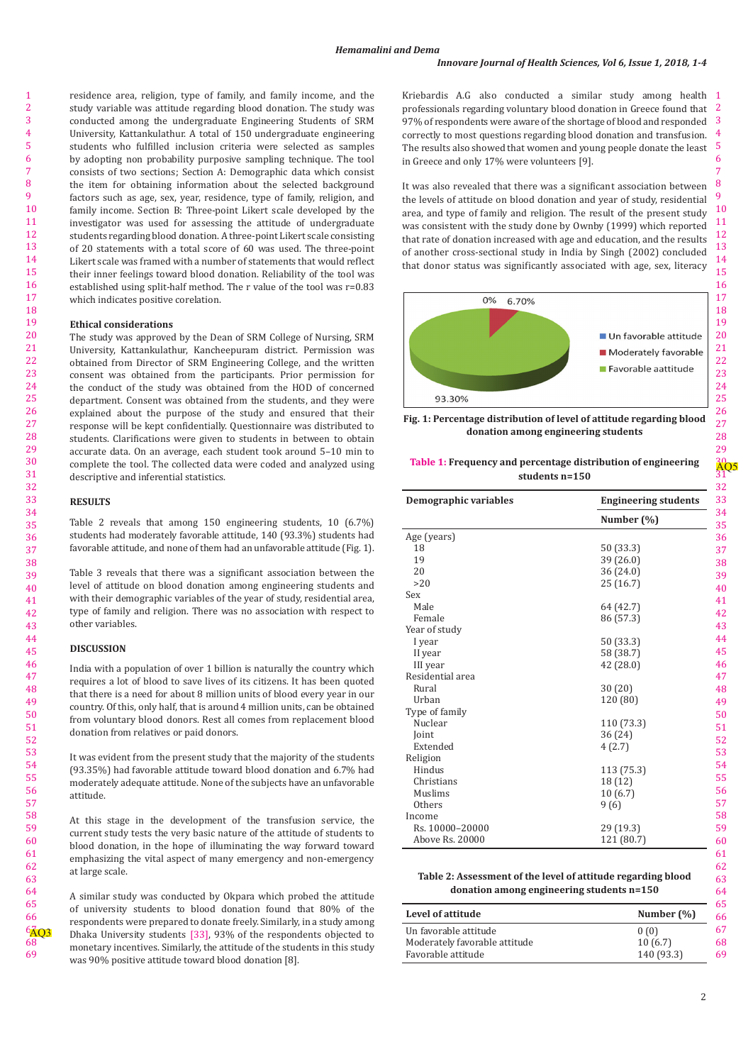residence area, religion, type of family, and family income, and the study variable was attitude regarding blood donation. The study was conducted among the undergraduate Engineering Students of SRM University, Kattankulathur. A total of 150 undergraduate engineering students who fulfilled inclusion criteria were selected as samples by adopting non probability purposive sampling technique. The tool consists of two sections; Section A: Demographic data which consist the item for obtaining information about the selected background factors such as age, sex, year, residence, type of family, religion, and family income. Section B: Three-point Likert scale developed by the investigator was used for assessing the attitude of undergraduate students regarding blood donation. A three-point Likert scale consisting of 20 statements with a total score of 60 was used. The three-point Likert scale was framed with a number of statements that would reflect their inner feelings toward blood donation. Reliability of the tool was established using split-half method. The r value of the tool was r=0.83 which indicates positive corelation.

### Ethical considerations

The study was approved by the Dean of SRM College of Nursing, SRM University, Kattankulathur, Kancheepuram district. Permission was obtained from Director of SRM Engineering College, and the written consent was obtained from the participants. Prior permission for the conduct of the study was obtained from the HOD of concerned department. Consent was obtained from the students, and they were explained about the purpose of the study and ensured that their response will be kept confidentially. Questionnaire was distributed to students. Clarifications were given to students in between to obtain accurate data. On an average, each student took around 5–10 min to complete the tool. The collected data were coded and analyzed using descriptive and inferential statistics.

## RESULTS

Table 2 reveals that among 150 engineering students, 10 (6.7%) students had moderately favorable attitude, 140 (93.3%) students had favorable attitude, and none of them had an unfavorable attitude (Fig. 1).

Table 3 reveals that there was a significant association between the level of attitude on blood donation among engineering students and with their demographic variables of the year of study, residential area, type of family and religion. There was no association with respect to other variables.

## DISCUSSION

India with a population of over 1 billion is naturally the country which requires a lot of blood to save lives of its citizens. It has been quoted that there is a need for about 8 million units of blood every year in our country. Of this, only half, that is around 4 million units, can be obtained from voluntary blood donors. Rest all comes from replacement blood donation from relatives or paid donors.

It was evident from the present study that the majority of the students (93.35%) had favorable attitude toward blood donation and 6.7% had moderately adequate attitude. None of the subjects have an unfavorable attitude.

At this stage in the development of the transfusion service, the current study tests the very basic nature of the attitude of students to blood donation, in the hope of illuminating the way forward toward emphasizing the vital aspect of many emergency and non-emergency at large scale.

A similar study was conducted by Okpara which probed the attitude of university students to blood donation found that 80% of the respondents were prepared to donate freely. Similarly, in a study among Dhaka University students [33], 93% of the respondents objected to monetary incentives. Similarly, the attitude of the students in this study was 90% positive attitude toward blood donation [8].

Kriebardis A.G also conducted a similar study among health professionals regarding voluntary blood donation in Greece found that 97% of respondents were aware of the shortage of blood and responded correctly to most questions regarding blood donation and transfusion. The results also showed that women and young people donate the least in Greece and only 17% were volunteers [9].

It was also revealed that there was a significant association between the levels of attitude on blood donation and year of study, residential area, and type of family and religion. The result of the present study was consistent with the study done by Ownby (1999) which reported that rate of donation increased with age and education, and the results of another cross-sectional study in India by Singh (2002) concluded that donor status was significantly associated with age, sex, literacy

0% 6.70% 93.30% Un favorable attitude Moderately favorable Favorable aattitude

**Fig. 1: Percentage distribution of level of attitude regarding blood donation among engineering students**

**Table 1: Frequency and percentage distribution of engineering students n=150**

| Demographic variables | Engineering students Number (%) |
|---|---|
| Age (years) | |
| 18 | 50 (33.3) |
| 19 | 39 (26.0) |
| 20 | 36 (24.0) |
| >20 | 25 (16.7) |
| Sex | |
| Male | 64 (42.7) |
| Female | 86 (57.3) |
| Year of study | |
| I year | 50 (33.3) |
| II year | 58 (38.7) |
| III year | 42 (28.0) |
| Residential area | |
| Rural | 30 (20) |
| Urban | 120 (80) |
| Type of family | |
| Nuclear | 110 (73.3) |
| Joint | 36 (24) |
| Extended | 4 (2.7) |
| Religion | |
| Hindus | 113 (75.3) |
| Christians | 18 (12) |
| Muslims | 10 (6.7) |
| Others | 9 (6) |
| Income | |
| Rs. 10000–20000 | 29 (19.3) |
| Above Rs. 20000 | 121 (80.7) |

**Table 2: Assessment of the level of attitude regarding blood donation among engineering students n=150**

| Level of attitude | Number (%) |
|---|---|
| Un favorable attitude | 0 (0) |
| Moderately favorable attitude | 10 (6.7) |
| Favorable attitude | 140 (93.3) |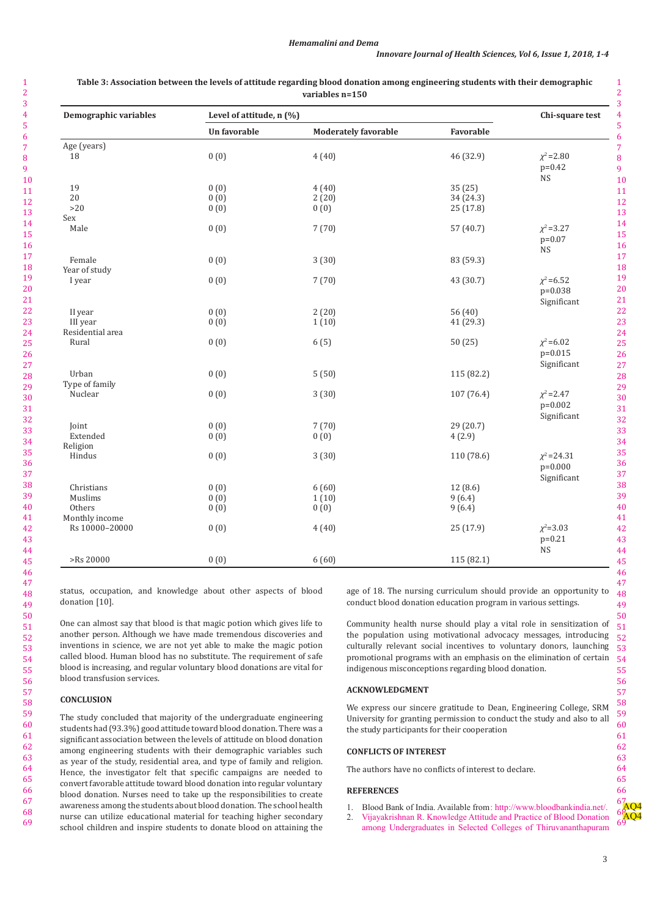**Table 3: Association between the levels of attitude regarding blood donation among engineering students with their demographic variables n=150**

| Demographic variables | Level of attitude, n (%) | | | Chi-square test |
|---|---|---|---|---|
| | Un favorable | Moderately favorable | Favorable | |
| Age (years) | | | | |
| 18 | 0 (0) | 4 (40) | 46 (32.9) | $\chi^2$=2.80 p=0.42 NS |
| 19 | 0 (0) | 4 (40) | 35 (25) | |
| 20 | 0 (0) | 2 (20) | 34 (24.3) | |
| >20 | 0 (0) | 0 (0) | 25 (17.8) | |
| Sex | | | | |
| Male | 0 (0) | 7 (70) | 57 (40.7) | $\chi^2$=3.27 p=0.07 NS |
| Female | 0 (0) | 3 (30) | 83 (59.3) | |
| Year of study | | | | |
| I year | 0 (0) | 7 (70) | 43 (30.7) | $\chi^2$=6.52 p=0.038 Significant |
| II year | 0 (0) | 2 (20) | 56 (40) | |
| III year | 0 (0) | 1 (10) | 41 (29.3) | |
| Residential area | | | | |
| Rural | 0 (0) | 6 (5) | 50 (25) | $\chi^2$=6.02 p=0.015 Significant |
| Urban | 0 (0) | 5 (50) | 115 (82.2) | |
| Type of family | | | | |
| Nuclear | 0 (0) | 3 (30) | 107 (76.4) | $\chi^2$=2.47 p=0.002 Significant |
| Joint | 0 (0) | 7 (70) | 29 (20.7) | |
| Extended | 0 (0) | 0 (0) | 4 (2.9) | |
| Religion | | | | |
| Hindus | 0 (0) | 3 (30) | 110 (78.6) | $\chi^2$=24.31 p=0.000 Significant |
| Christians | 0 (0) | 6 (60) | 12 (8.6) | |
| Muslims | 0 (0) | 1 (10) | 9 (6.4) | |
| Others | 0 (0) | 0 (0) | 9 (6.4) | |
| Monthly income | | | | |
| Rs 10000–20000 | 0 (0) | 4 (40) | 25 (17.9) | $\chi^2$=3.03 p=0.21 NS |
| >Rs 20000 | 0 (0) | 6 (60) | 115 (82.1) | |

status, occupation, and knowledge about other aspects of blood donation [10].

One can almost say that blood is that magic potion which gives life to another person. Although we have made tremendous discoveries and inventions in science, we are not yet able to make the magic potion called blood. Human blood has no substitute. The requirement of safe blood is increasing, and regular voluntary blood donations are vital for blood transfusion services.

## CONCLUSION

The study concluded that majority of the undergraduate engineering students had (93.3%) good attitude toward blood donation. There was a significant association between the levels of attitude on blood donation among engineering students with their demographic variables such as year of the study, residential area, and type of family and religion. Hence, the investigator felt that specific campaigns are needed to convert favorable attitude toward blood donation into regular voluntary blood donation. Nurses need to take up the responsibilities to create awareness among the students about blood donation. The school health nurse can utilize educational material for teaching higher secondary school children and inspire students to donate blood on attaining the age of 18. The nursing curriculum should provide an opportunity to conduct blood donation education program in various settings.

Community health nurse should play a vital role in sensitization of the population using motivational advocacy messages, introducing culturally relevant social incentives to voluntary donors, launching promotional programs with an emphasis on the elimination of certain indigenous misconceptions regarding blood donation.

## ACKNOWLEDGMENT

We express our sincere gratitude to Dean, Engineering College, SRM University for granting permission to conduct the study and also to all the study participants for their cooperation

## CONFLICTS OF INTEREST

The authors have no conflicts of interest to declare.

## REFERENCES

1. Blood Bank of India. Available from: http://www.bloodbankindia.net/.
2. Vijayakrishnan R. Knowledge Attitude and Practice of Blood Donation among Undergraduates in Selected Colleges of Thiruvananthapuram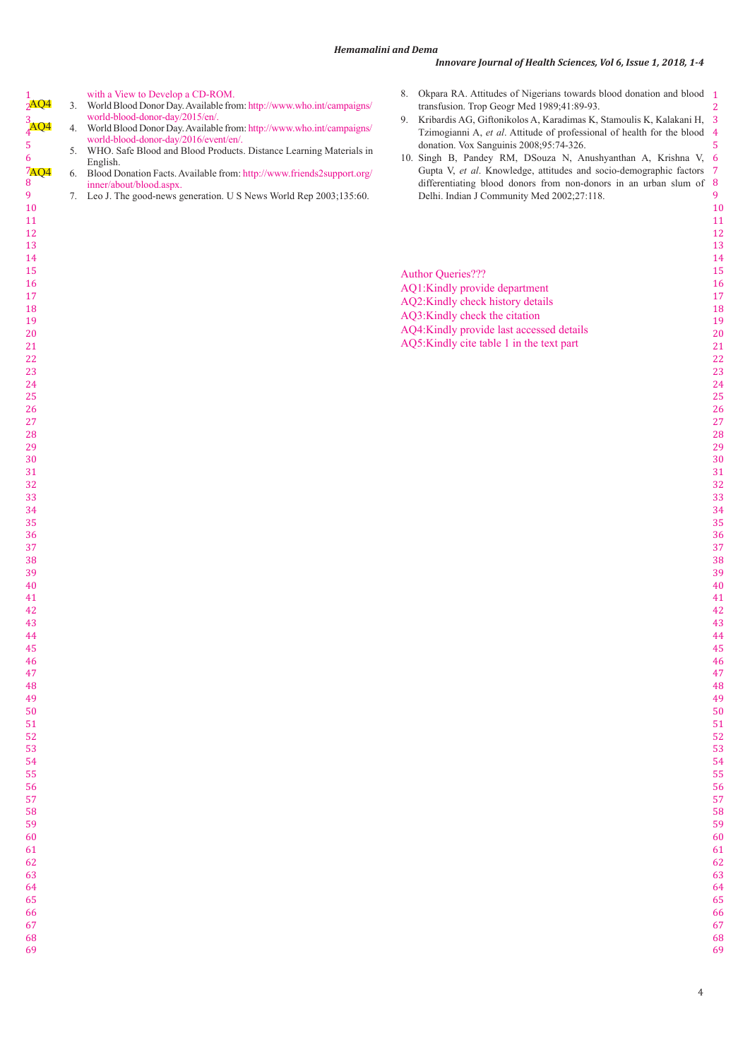with a View to Develop a CD-ROM.

AQ4

3. World Blood Donor Day. Available from: http://www.who.int/campaigns/world-blood-donor-day/2015/en/.

AQ4

4. World Blood Donor Day. Available from: http://www.who.int/campaigns/world-blood-donor-day/2016/event/en/.
5. WHO. Safe Blood and Blood Products. Distance Learning Materials in English.

AQ4

6. Blood Donation Facts. Available from: http://www.friends2support.org/inner/about/blood.aspx.
7. Leo J. The good-news generation. U S News World Rep 2003;135:60.
8. Okpara RA. Attitudes of Nigerians towards blood donation and blood transfusion. Trop Geogr Med 1989;41:89-93.
9. Kribardis AG, Giftonikolos A, Karadimas K, Stamoulis K, Kalakani H, Tzimogianni A, *et al*. Attitude of professional of health for the blood donation. Vox Sanguinis 2008;95:74-326.
10. Singh B, Pandey RM, DSouza N, Anushyanthan A, Krishna V, Gupta V, *et al*. Knowledge, attitudes and socio-demographic factors differentiating blood donors from non-donors in an urban slum of Delhi. Indian J Community Med 2002;27:118.

Author Queries???

AQ1:Kindly provide department

AQ2:Kindly check history details

AQ3:Kindly check the citation

AQ4:Kindly provide last accessed details

AQ5:Kindly cite table 1 in the text part